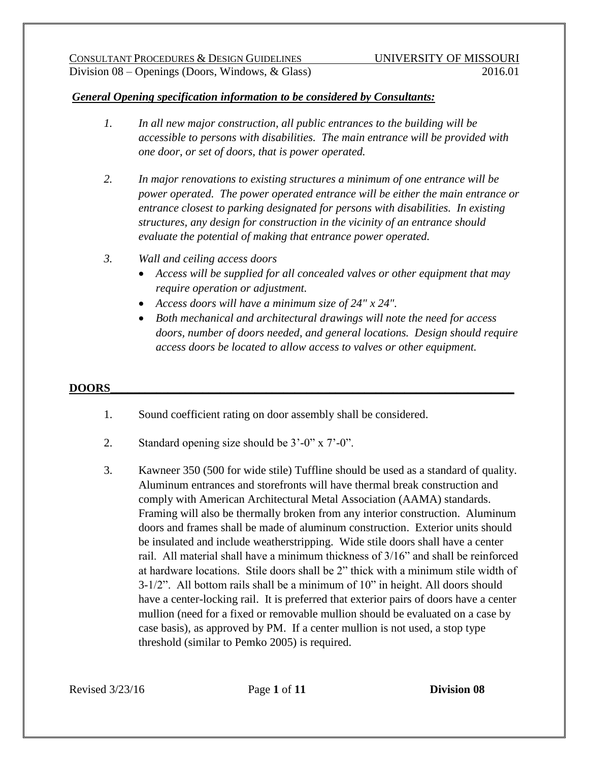***General Opening specification information to be considered by Consultants:***

1. *In all new major construction, all public entrances to the building will be accessible to persons with disabilities. The main entrance will be provided with one door, or set of doors, that is power operated.*

2. *In major renovations to existing structures a minimum of one entrance will be power operated. The power operated entrance will be either the main entrance or entrance closest to parking designated for persons with disabilities. In existing structures, any design for construction in the vicinity of an entrance should evaluate the potential of making that entrance power operated.*

3. *Wall and ceiling access doors*
   - *Access will be supplied for all concealed valves or other equipment that may require operation or adjustment.*
   - *Access doors will have a minimum size of 24" x 24".*
   - *Both mechanical and architectural drawings will note the need for access doors, number of doors needed, and general locations. Design should require access doors be located to allow access to valves or other equipment.*

## DOORS

1. Sound coefficient rating on door assembly shall be considered.

2. Standard opening size should be 3'-0" x 7'-0".

3. Kawneer 350 (500 for wide stile) Tuffline should be used as a standard of quality. Aluminum entrances and storefronts will have thermal break construction and comply with American Architectural Metal Association (AAMA) standards. Framing will also be thermally broken from any interior construction. Aluminum doors and frames shall be made of aluminum construction. Exterior units should be insulated and include weatherstripping. Wide stile doors shall have a center rail. All material shall have a minimum thickness of 3/16" and shall be reinforced at hardware locations. Stile doors shall be 2" thick with a minimum stile width of 3-1/2". All bottom rails shall be a minimum of 10" in height. All doors should have a center-locking rail. It is preferred that exterior pairs of doors have a center mullion (need for a fixed or removable mullion should be evaluated on a case by case basis), as approved by PM. If a center mullion is not used, a stop type threshold (similar to Pemko 2005) is required.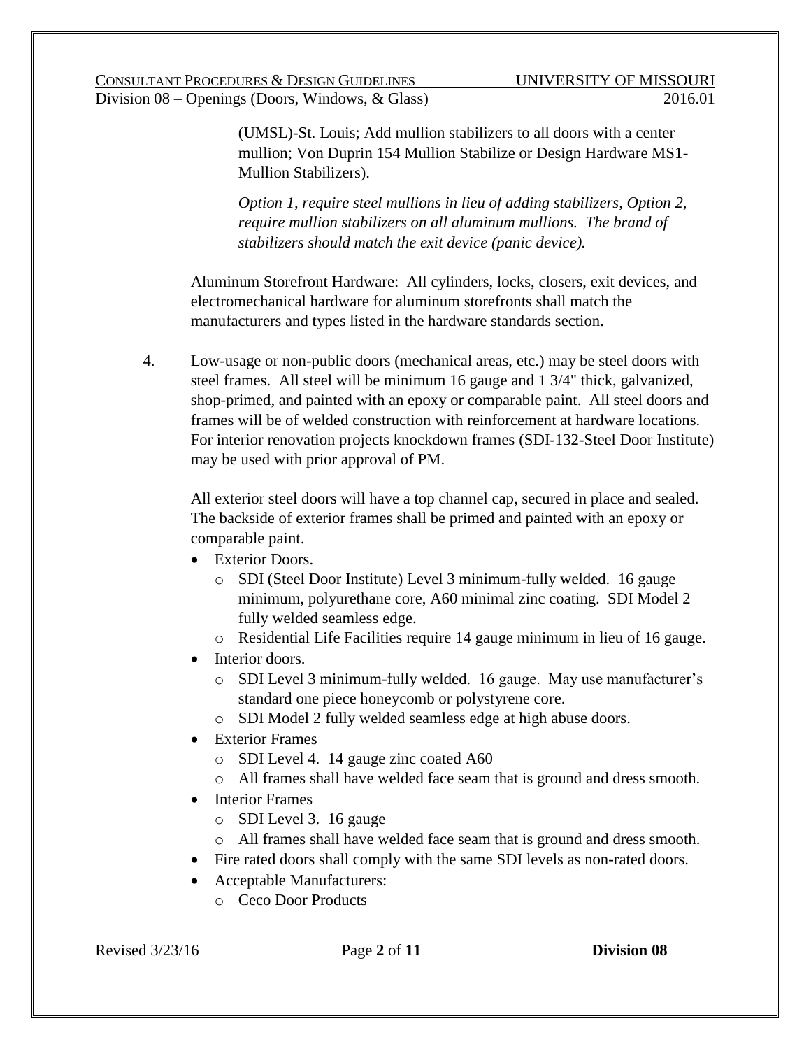(UMSL)-St. Louis; Add mullion stabilizers to all doors with a center mullion; Von Duprin 154 Mullion Stabilize or Design Hardware MS1-Mullion Stabilizers).

*Option 1, require steel mullions in lieu of adding stabilizers, Option 2, require mullion stabilizers on all aluminum mullions. The brand of stabilizers should match the exit device (panic device).*

Aluminum Storefront Hardware: All cylinders, locks, closers, exit devices, and electromechanical hardware for aluminum storefronts shall match the manufacturers and types listed in the hardware standards section.

4. Low-usage or non-public doors (mechanical areas, etc.) may be steel doors with steel frames. All steel will be minimum 16 gauge and 1 3/4" thick, galvanized, shop-primed, and painted with an epoxy or comparable paint. All steel doors and frames will be of welded construction with reinforcement at hardware locations. For interior renovation projects knockdown frames (SDI-132-Steel Door Institute) may be used with prior approval of PM.

   All exterior steel doors will have a top channel cap, secured in place and sealed. The backside of exterior frames shall be primed and painted with an epoxy or comparable paint.

   - Exterior Doors.
     - SDI (Steel Door Institute) Level 3 minimum-fully welded. 16 gauge minimum, polyurethane core, A60 minimal zinc coating. SDI Model 2 fully welded seamless edge.
     - Residential Life Facilities require 14 gauge minimum in lieu of 16 gauge.
   - Interior doors.
     - SDI Level 3 minimum-fully welded. 16 gauge. May use manufacturer's standard one piece honeycomb or polystyrene core.
     - SDI Model 2 fully welded seamless edge at high abuse doors.
   - Exterior Frames
     - SDI Level 4. 14 gauge zinc coated A60
     - All frames shall have welded face seam that is ground and dress smooth.
   - Interior Frames
     - SDI Level 3. 16 gauge
     - All frames shall have welded face seam that is ground and dress smooth.
   - Fire rated doors shall comply with the same SDI levels as non-rated doors.
   - Acceptable Manufacturers:
     - Ceco Door Products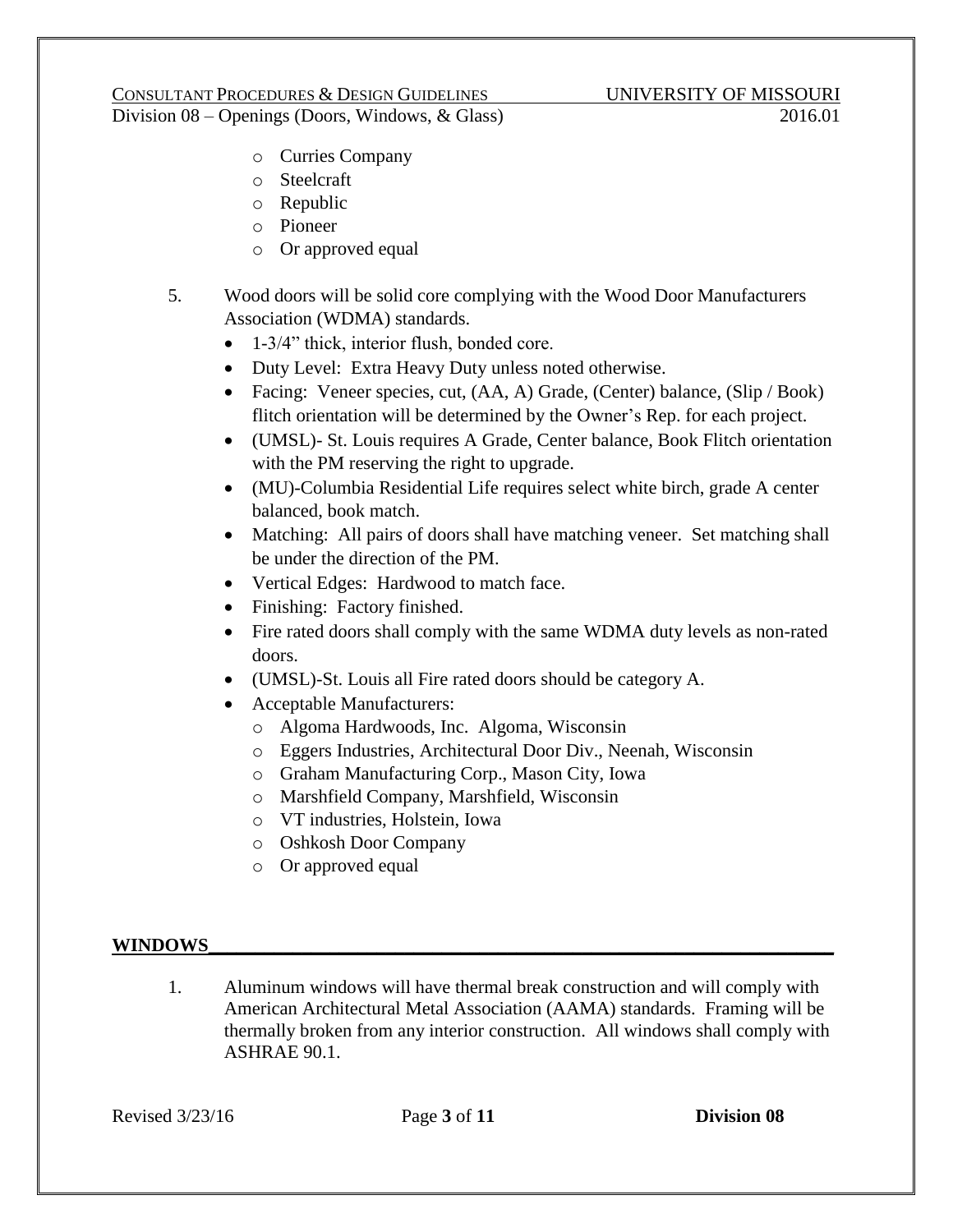- Curries Company
- Steelcraft
- Republic
- Pioneer
- Or approved equal

5. Wood doors will be solid core complying with the Wood Door Manufacturers Association (WDMA) standards.
   - 1-3/4" thick, interior flush, bonded core.
   - Duty Level: Extra Heavy Duty unless noted otherwise.
   - Facing: Veneer species, cut, (AA, A) Grade, (Center) balance, (Slip / Book) flitch orientation will be determined by the Owner's Rep. for each project.
   - (UMSL)- St. Louis requires A Grade, Center balance, Book Flitch orientation with the PM reserving the right to upgrade.
   - (MU)-Columbia Residential Life requires select white birch, grade A center balanced, book match.
   - Matching: All pairs of doors shall have matching veneer. Set matching shall be under the direction of the PM.
   - Vertical Edges: Hardwood to match face.
   - Finishing: Factory finished.
   - Fire rated doors shall comply with the same WDMA duty levels as non-rated doors.
   - (UMSL)-St. Louis all Fire rated doors should be category A.
   - Acceptable Manufacturers:
     - Algoma Hardwoods, Inc. Algoma, Wisconsin
     - Eggers Industries, Architectural Door Div., Neenah, Wisconsin
     - Graham Manufacturing Corp., Mason City, Iowa
     - Marshfield Company, Marshfield, Wisconsin
     - VT industries, Holstein, Iowa
     - Oshkosh Door Company
     - Or approved equal

## WINDOWS

1. Aluminum windows will have thermal break construction and will comply with American Architectural Metal Association (AAMA) standards. Framing will be thermally broken from any interior construction. All windows shall comply with ASHRAE 90.1.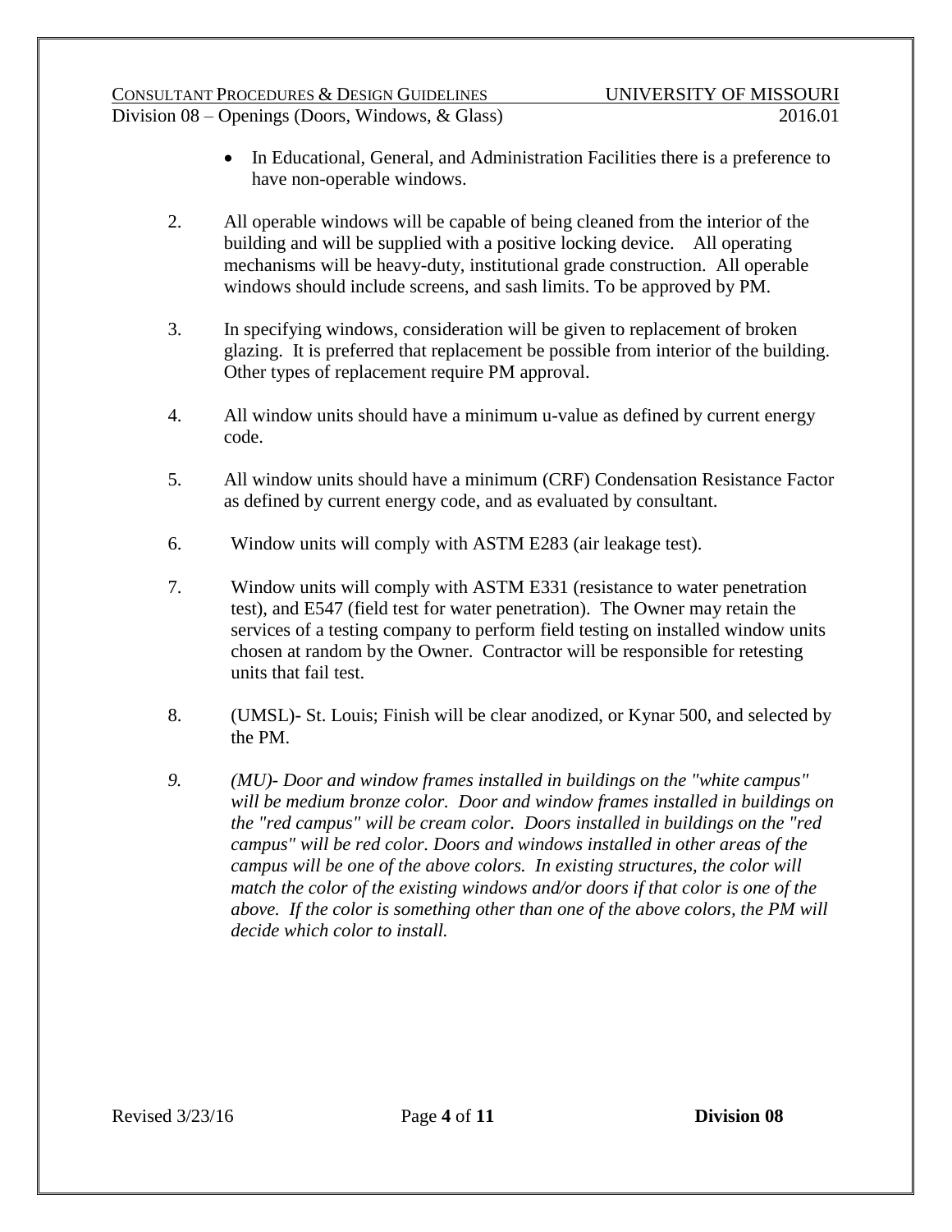- In Educational, General, and Administration Facilities there is a preference to have non-operable windows.

2. All operable windows will be capable of being cleaned from the interior of the building and will be supplied with a positive locking device. All operating mechanisms will be heavy-duty, institutional grade construction. All operable windows should include screens, and sash limits. To be approved by PM.

3. In specifying windows, consideration will be given to replacement of broken glazing. It is preferred that replacement be possible from interior of the building. Other types of replacement require PM approval.

4. All window units should have a minimum u-value as defined by current energy code.

5. All window units should have a minimum (CRF) Condensation Resistance Factor as defined by current energy code, and as evaluated by consultant.

6. Window units will comply with ASTM E283 (air leakage test).

7. Window units will comply with ASTM E331 (resistance to water penetration test), and E547 (field test for water penetration). The Owner may retain the services of a testing company to perform field testing on installed window units chosen at random by the Owner. Contractor will be responsible for retesting units that fail test.

8. (UMSL)- St. Louis; Finish will be clear anodized, or Kynar 500, and selected by the PM.

9. *(MU)- Door and window frames installed in buildings on the "white campus" will be medium bronze color. Door and window frames installed in buildings on the "red campus" will be cream color. Doors installed in buildings on the "red campus" will be red color. Doors and windows installed in other areas of the campus will be one of the above colors. In existing structures, the color will match the color of the existing windows and/or doors if that color is one of the above. If the color is something other than one of the above colors, the PM will decide which color to install.*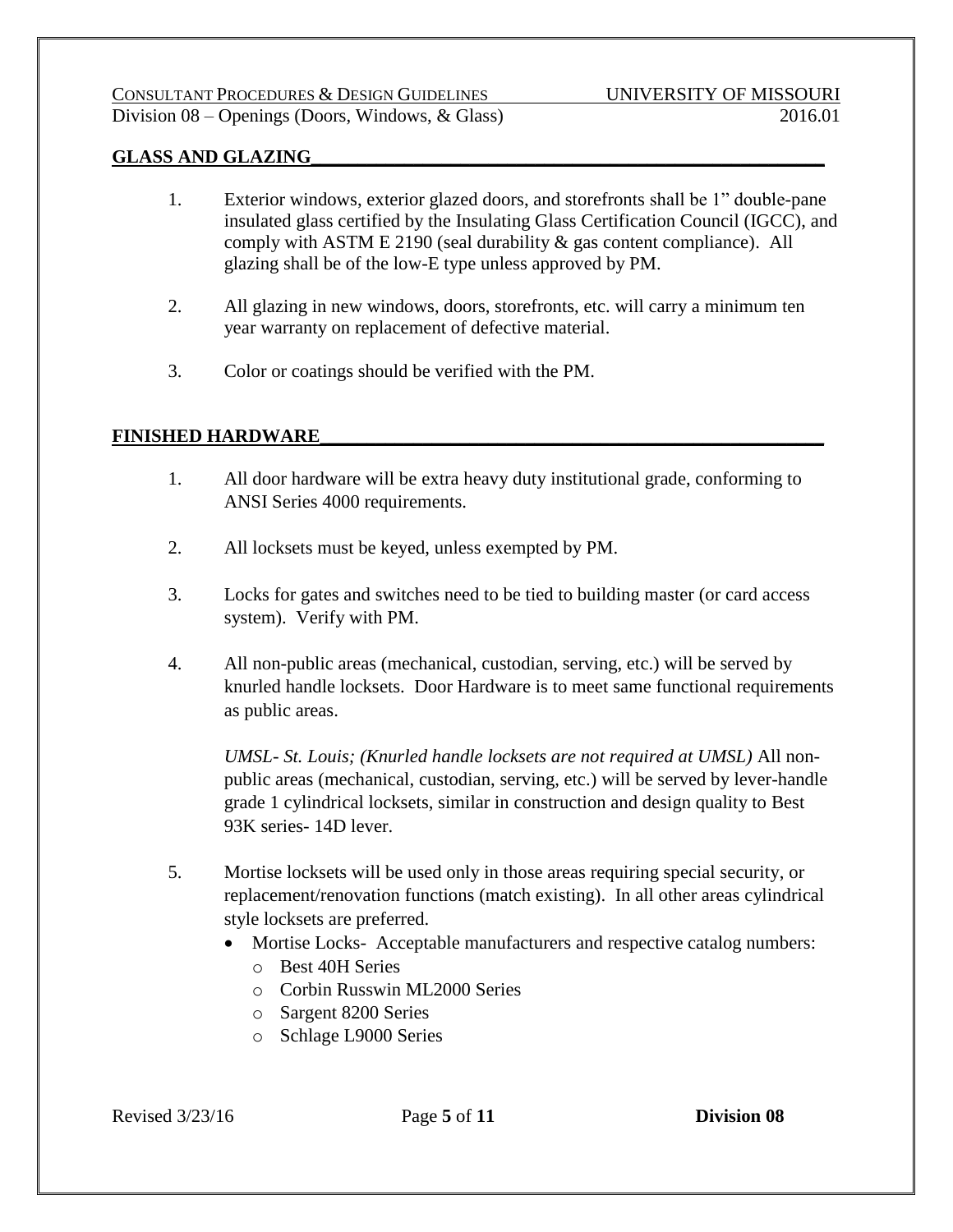## GLASS AND GLAZING

1. Exterior windows, exterior glazed doors, and storefronts shall be 1" double-pane insulated glass certified by the Insulating Glass Certification Council (IGCC), and comply with ASTM E 2190 (seal durability & gas content compliance). All glazing shall be of the low-E type unless approved by PM.

2. All glazing in new windows, doors, storefronts, etc. will carry a minimum ten year warranty on replacement of defective material.

3. Color or coatings should be verified with the PM.

## FINISHED HARDWARE

1. All door hardware will be extra heavy duty institutional grade, conforming to ANSI Series 4000 requirements.

2. All locksets must be keyed, unless exempted by PM.

3. Locks for gates and switches need to be tied to building master (or card access system). Verify with PM.

4. All non-public areas (mechanical, custodian, serving, etc.) will be served by knurled handle locksets. Door Hardware is to meet same functional requirements as public areas.

   *UMSL- St. Louis; (Knurled handle locksets are not required at UMSL)* All non-public areas (mechanical, custodian, serving, etc.) will be served by lever-handle grade 1 cylindrical locksets, similar in construction and design quality to Best 93K series- 14D lever.

5. Mortise locksets will be used only in those areas requiring special security, or replacement/renovation functions (match existing). In all other areas cylindrical style locksets are preferred.
   - Mortise Locks- Acceptable manufacturers and respective catalog numbers:
     - Best 40H Series
     - Corbin Russwin ML2000 Series
     - Sargent 8200 Series
     - Schlage L9000 Series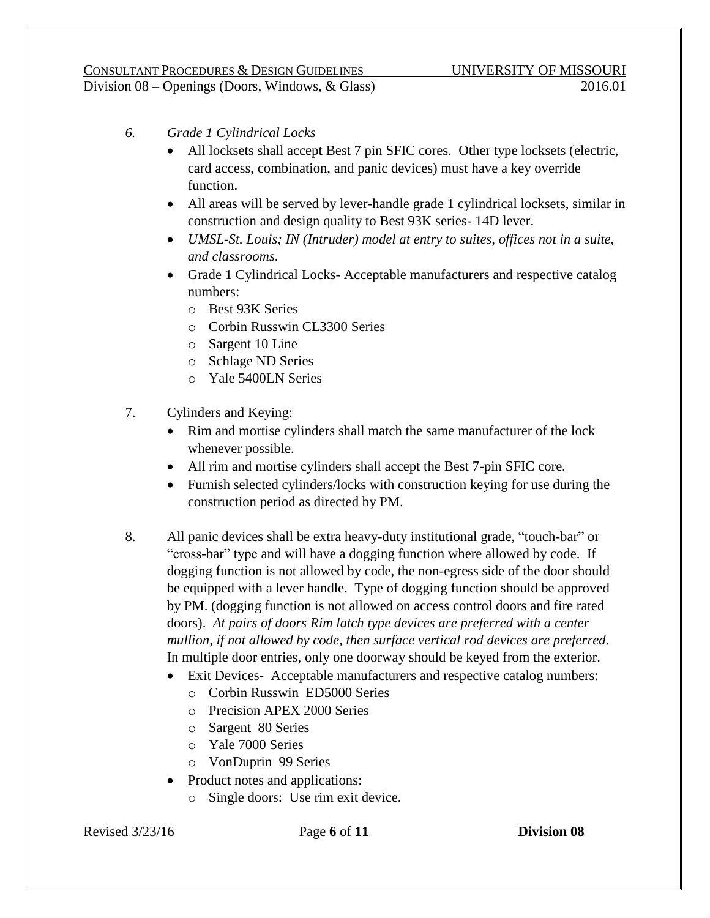6. *Grade 1 Cylindrical Locks*
    - All locksets shall accept Best 7 pin SFIC cores. Other type locksets (electric, card access, combination, and panic devices) must have a key override function.
    - All areas will be served by lever-handle grade 1 cylindrical locksets, similar in construction and design quality to Best 93K series- 14D lever.
    - *UMSL-St. Louis; IN (Intruder) model at entry to suites, offices not in a suite, and classrooms*.
    - Grade 1 Cylindrical Locks- Acceptable manufacturers and respective catalog numbers:
        - Best 93K Series
        - Corbin Russwin CL3300 Series
        - Sargent 10 Line
        - Schlage ND Series
        - Yale 5400LN Series

7. Cylinders and Keying:
    - Rim and mortise cylinders shall match the same manufacturer of the lock whenever possible.
    - All rim and mortise cylinders shall accept the Best 7-pin SFIC core.
    - Furnish selected cylinders/locks with construction keying for use during the construction period as directed by PM.

8. All panic devices shall be extra heavy-duty institutional grade, "touch-bar" or "cross-bar" type and will have a dogging function where allowed by code. If dogging function is not allowed by code, the non-egress side of the door should be equipped with a lever handle. Type of dogging function should be approved by PM. (dogging function is not allowed on access control doors and fire rated doors). *At pairs of doors Rim latch type devices are preferred with a center mullion, if not allowed by code, then surface vertical rod devices are preferred*. In multiple door entries, only one doorway should be keyed from the exterior.
    - Exit Devices- Acceptable manufacturers and respective catalog numbers:
        - Corbin Russwin ED5000 Series
        - Precision APEX 2000 Series
        - Sargent 80 Series
        - Yale 7000 Series
        - VonDuprin 99 Series
    - Product notes and applications:
        - Single doors: Use rim exit device.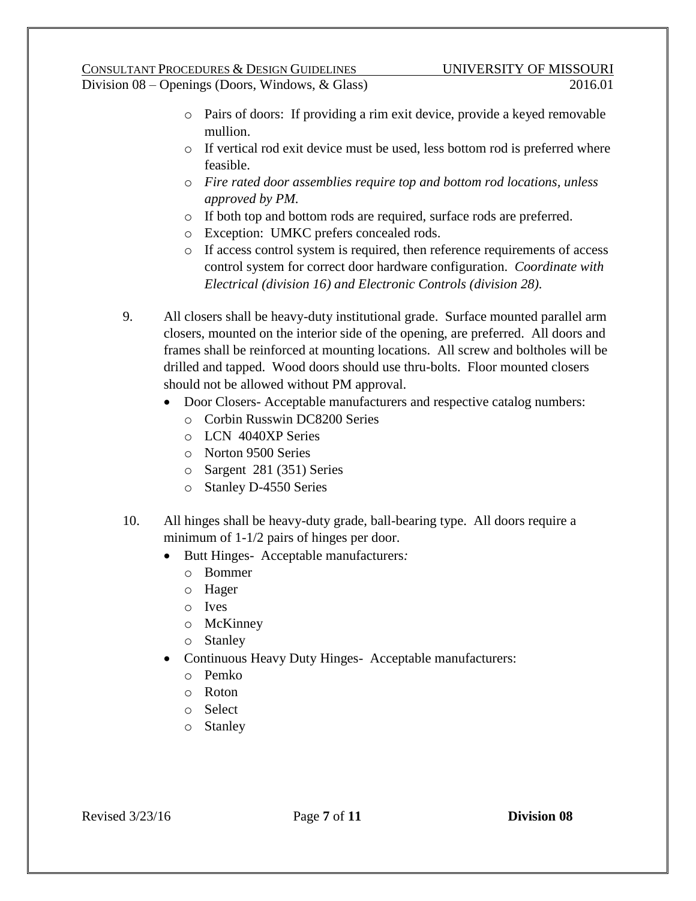- Pairs of doors: If providing a rim exit device, provide a keyed removable mullion.
- If vertical rod exit device must be used, less bottom rod is preferred where feasible.
- *Fire rated door assemblies require top and bottom rod locations, unless approved by PM.*
- If both top and bottom rods are required, surface rods are preferred.
- Exception: UMKC prefers concealed rods.
- If access control system is required, then reference requirements of access control system for correct door hardware configuration. *Coordinate with Electrical (division 16) and Electronic Controls (division 28).*

9. All closers shall be heavy-duty institutional grade. Surface mounted parallel arm closers, mounted on the interior side of the opening, are preferred. All doors and frames shall be reinforced at mounting locations. All screw and boltholes will be drilled and tapped. Wood doors should use thru-bolts. Floor mounted closers should not be allowed without PM approval.
   - Door Closers- Acceptable manufacturers and respective catalog numbers:
     - Corbin Russwin DC8200 Series
     - LCN 4040XP Series
     - Norton 9500 Series
     - Sargent 281 (351) Series
     - Stanley D-4550 Series

10. All hinges shall be heavy-duty grade, ball-bearing type. All doors require a minimum of 1-1/2 pairs of hinges per door.
    - Butt Hinges- Acceptable manufacturers*:*
      - Bommer
      - Hager
      - Ives
      - McKinney
      - Stanley
    - Continuous Heavy Duty Hinges- Acceptable manufacturers:
      - Pemko
      - Roton
      - Select
      - Stanley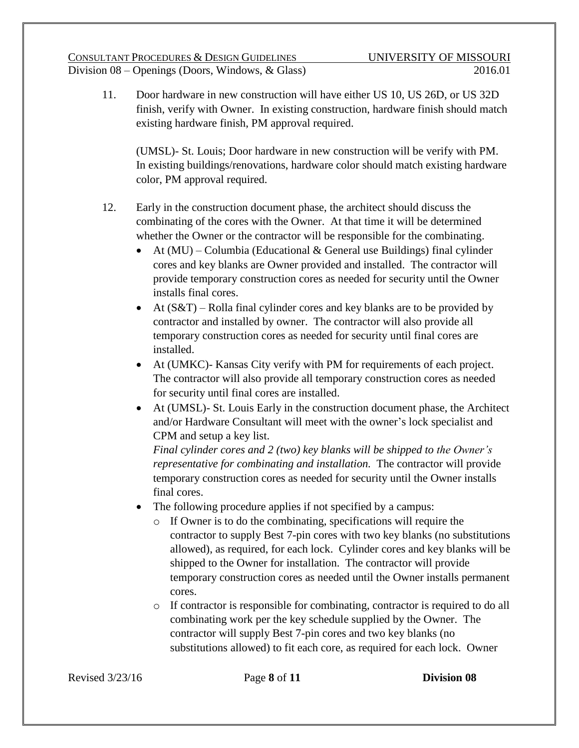11. Door hardware in new construction will have either US 10, US 26D, or US 32D finish, verify with Owner. In existing construction, hardware finish should match existing hardware finish, PM approval required.

    (UMSL)- St. Louis; Door hardware in new construction will be verify with PM. In existing buildings/renovations, hardware color should match existing hardware color, PM approval required.

12. Early in the construction document phase, the architect should discuss the combinating of the cores with the Owner. At that time it will be determined whether the Owner or the contractor will be responsible for the combinating.
    - At (MU) – Columbia (Educational & General use Buildings) final cylinder cores and key blanks are Owner provided and installed. The contractor will provide temporary construction cores as needed for security until the Owner installs final cores.
    - At (S&T) – Rolla final cylinder cores and key blanks are to be provided by contractor and installed by owner. The contractor will also provide all temporary construction cores as needed for security until final cores are installed.
    - At (UMKC)- Kansas City verify with PM for requirements of each project. The contractor will also provide all temporary construction cores as needed for security until final cores are installed.
    - At (UMSL)- St. Louis Early in the construction document phase, the Architect and/or Hardware Consultant will meet with the owner's lock specialist and CPM and setup a key list.
      *Final cylinder cores and 2 (two) key blanks will be shipped to the Owner's representative for combinating and installation.* The contractor will provide temporary construction cores as needed for security until the Owner installs final cores.
    - The following procedure applies if not specified by a campus:
      - If Owner is to do the combinating, specifications will require the contractor to supply Best 7-pin cores with two key blanks (no substitutions allowed), as required, for each lock. Cylinder cores and key blanks will be shipped to the Owner for installation. The contractor will provide temporary construction cores as needed until the Owner installs permanent cores.
      - If contractor is responsible for combinating, contractor is required to do all combinating work per the key schedule supplied by the Owner. The contractor will supply Best 7-pin cores and two key blanks (no substitutions allowed) to fit each core, as required for each lock. Owner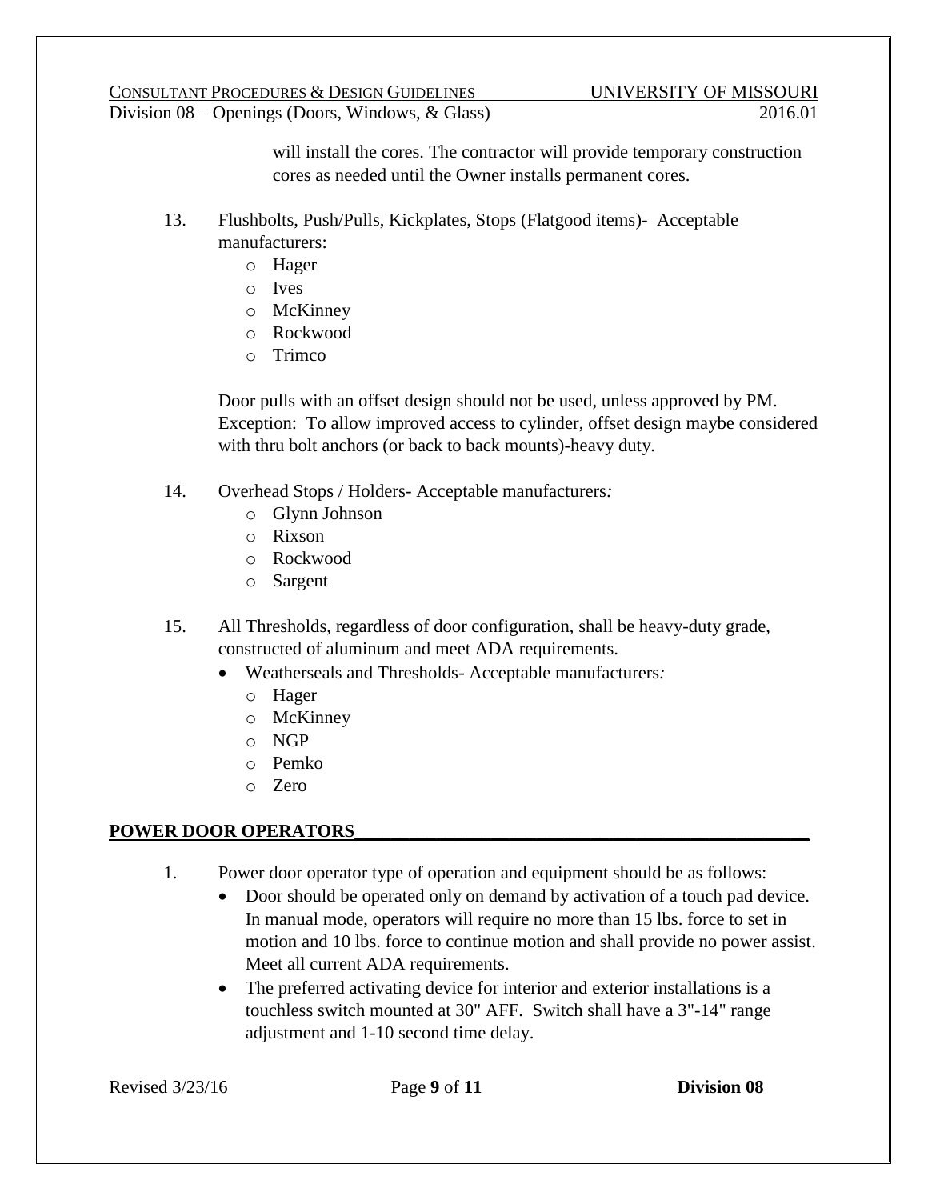will install the cores. The contractor will provide temporary construction cores as needed until the Owner installs permanent cores.

13. Flushbolts, Push/Pulls, Kickplates, Stops (Flatgood items)- Acceptable manufacturers:
    - Hager
    - Ives
    - McKinney
    - Rockwood
    - Trimco

    Door pulls with an offset design should not be used, unless approved by PM. Exception: To allow improved access to cylinder, offset design maybe considered with thru bolt anchors (or back to back mounts)-heavy duty.

14. Overhead Stops / Holders- Acceptable manufacturers*:*
    - Glynn Johnson
    - Rixson
    - Rockwood
    - Sargent

15. All Thresholds, regardless of door configuration, shall be heavy-duty grade, constructed of aluminum and meet ADA requirements.
    - Weatherseals and Thresholds- Acceptable manufacturers*:*
      - Hager
      - McKinney
      - NGP
      - Pemko
      - Zero

## POWER DOOR OPERATORS

1. Power door operator type of operation and equipment should be as follows:
    - Door should be operated only on demand by activation of a touch pad device. In manual mode, operators will require no more than 15 lbs. force to set in motion and 10 lbs. force to continue motion and shall provide no power assist. Meet all current ADA requirements.
    - The preferred activating device for interior and exterior installations is a touchless switch mounted at 30" AFF. Switch shall have a 3"-14" range adjustment and 1-10 second time delay.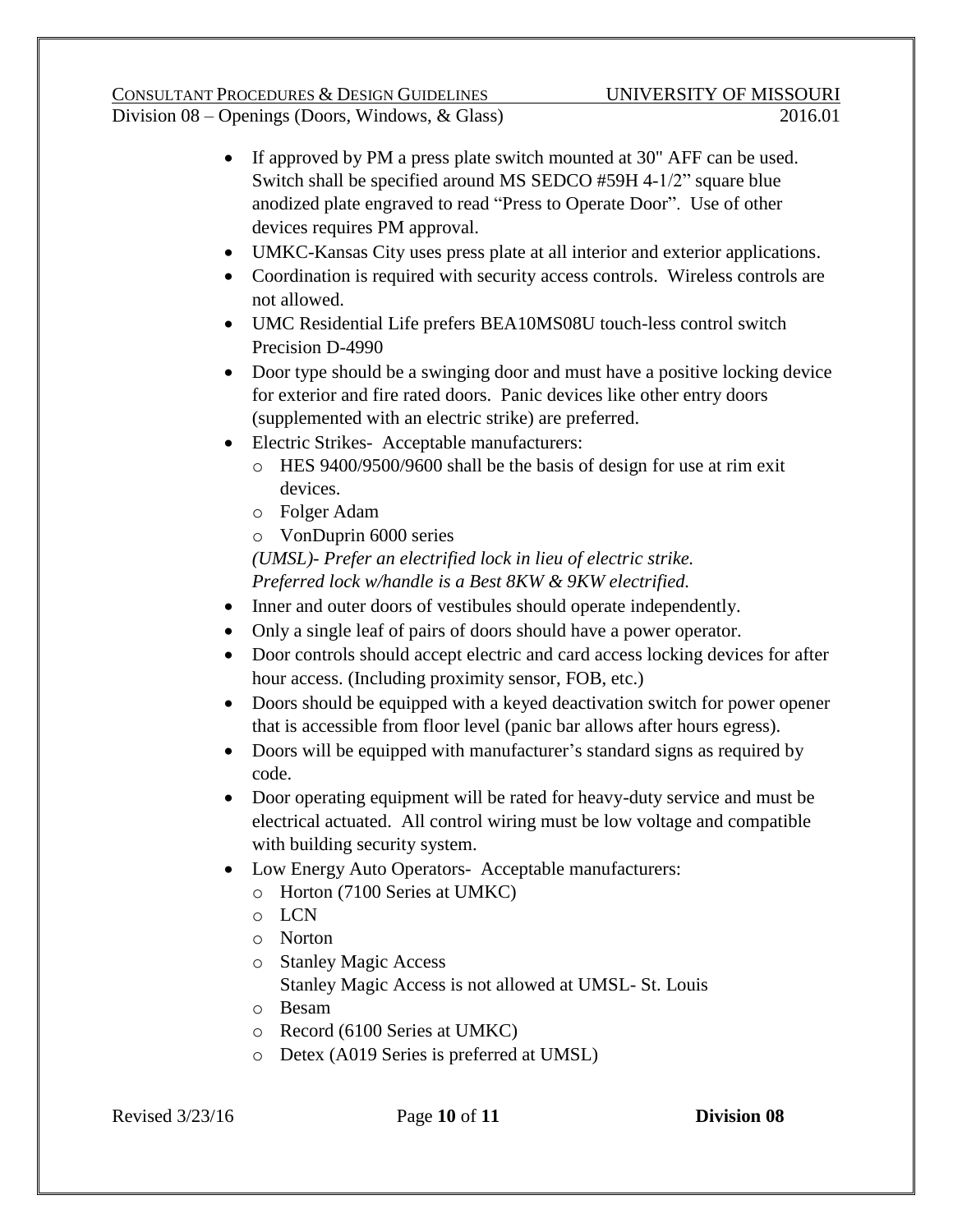- If approved by PM a press plate switch mounted at 30" AFF can be used. Switch shall be specified around MS SEDCO #59H 4-1/2" square blue anodized plate engraved to read "Press to Operate Door". Use of other devices requires PM approval.
- UMKC-Kansas City uses press plate at all interior and exterior applications.
- Coordination is required with security access controls. Wireless controls are not allowed.
- UMC Residential Life prefers BEA10MS08U touch-less control switch Precision D-4990
- Door type should be a swinging door and must have a positive locking device for exterior and fire rated doors. Panic devices like other entry doors (supplemented with an electric strike) are preferred.
- Electric Strikes- Acceptable manufacturers:
  - HES 9400/9500/9600 shall be the basis of design for use at rim exit devices.
  - Folger Adam
  - VonDuprin 6000 series

  *(UMSL)- Prefer an electrified lock in lieu of electric strike. Preferred lock w/handle is a Best 8KW & 9KW electrified.*
- Inner and outer doors of vestibules should operate independently.
- Only a single leaf of pairs of doors should have a power operator.
- Door controls should accept electric and card access locking devices for after hour access. (Including proximity sensor, FOB, etc.)
- Doors should be equipped with a keyed deactivation switch for power opener that is accessible from floor level (panic bar allows after hours egress).
- Doors will be equipped with manufacturer's standard signs as required by code.
- Door operating equipment will be rated for heavy-duty service and must be electrical actuated. All control wiring must be low voltage and compatible with building security system.
- Low Energy Auto Operators- Acceptable manufacturers:
  - Horton (7100 Series at UMKC)
  - LCN
  - Norton
  - Stanley Magic Access

    Stanley Magic Access is not allowed at UMSL- St. Louis
  - Besam
  - Record (6100 Series at UMKC)
  - Detex (A019 Series is preferred at UMSL)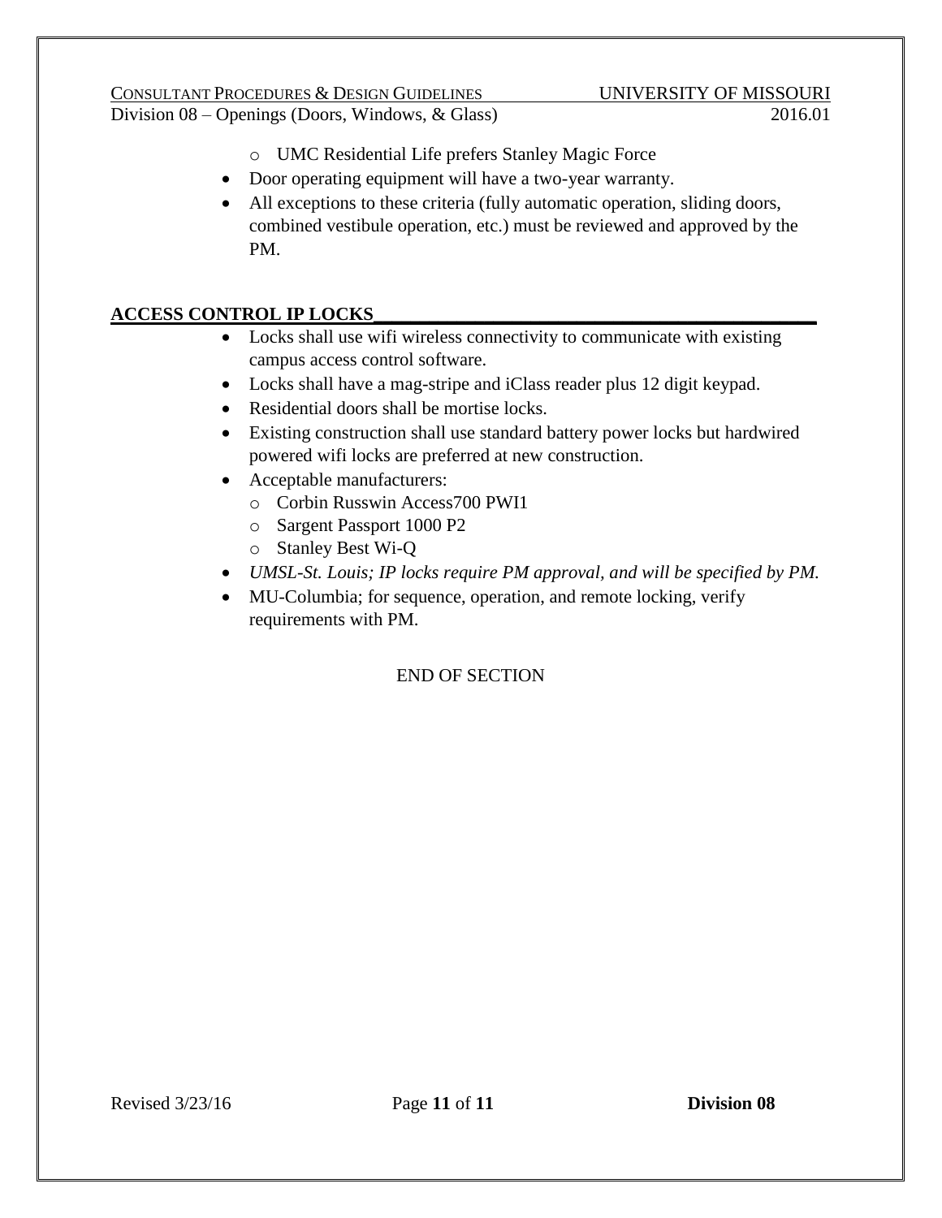- UMC Residential Life prefers Stanley Magic Force
- Door operating equipment will have a two-year warranty.
- All exceptions to these criteria (fully automatic operation, sliding doors, combined vestibule operation, etc.) must be reviewed and approved by the PM.

## ACCESS CONTROL IP LOCKS

- Locks shall use wifi wireless connectivity to communicate with existing campus access control software.
- Locks shall have a mag-stripe and iClass reader plus 12 digit keypad.
- Residential doors shall be mortise locks.
- Existing construction shall use standard battery power locks but hardwired powered wifi locks are preferred at new construction.
- Acceptable manufacturers:
    - Corbin Russwin Access700 PWI1
    - Sargent Passport 1000 P2
    - Stanley Best Wi-Q
- *UMSL-St. Louis; IP locks require PM approval, and will be specified by PM.*
- MU-Columbia; for sequence, operation, and remote locking, verify requirements with PM.

END OF SECTION